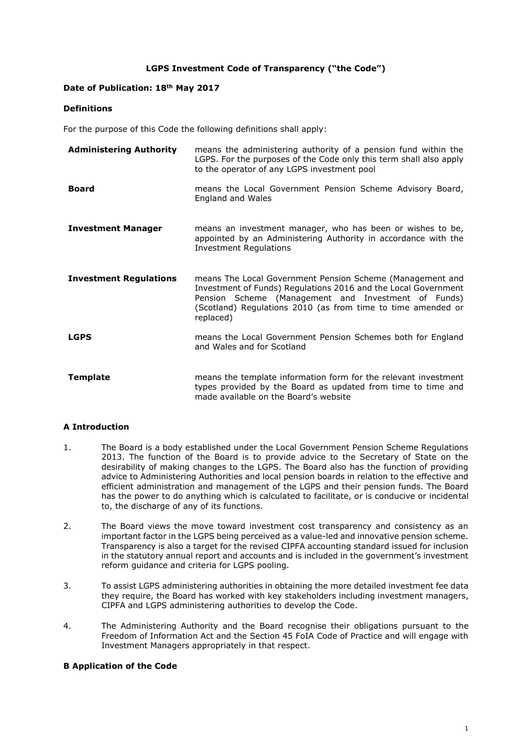**LGPS Investment Code of Transparency ("the Code")**

**Date of Publication: 18th May 2017**

**Definitions**

For the purpose of this Code the following definitions shall apply:

| | |
|---|---|
| **Administering Authority** | means the administering authority of a pension fund within the LGPS. For the purposes of the Code only this term shall also apply to the operator of any LGPS investment pool |
| **Board** | means the Local Government Pension Scheme Advisory Board, England and Wales |
| **Investment Manager** | means an investment manager, who has been or wishes to be, appointed by an Administering Authority in accordance with the Investment Regulations |
| **Investment Regulations** | means The Local Government Pension Scheme (Management and Investment of Funds) Regulations 2016 and the Local Government Pension Scheme (Management and Investment of Funds) (Scotland) Regulations 2010 (as from time to time amended or replaced) |
| **LGPS** | means the Local Government Pension Schemes both for England and Wales and for Scotland |
| **Template** | means the template information form for the relevant investment types provided by the Board as updated from time to time and made available on the Board's website |

**A Introduction**

1. The Board is a body established under the Local Government Pension Scheme Regulations 2013. The function of the Board is to provide advice to the Secretary of State on the desirability of making changes to the LGPS. The Board also has the function of providing advice to Administering Authorities and local pension boards in relation to the effective and efficient administration and management of the LGPS and their pension funds. The Board has the power to do anything which is calculated to facilitate, or is conducive or incidental to, the discharge of any of its functions.

2. The Board views the move toward investment cost transparency and consistency as an important factor in the LGPS being perceived as a value-led and innovative pension scheme. Transparency is also a target for the revised CIPFA accounting standard issued for inclusion in the statutory annual report and accounts and is included in the government's investment reform guidance and criteria for LGPS pooling.

3. To assist LGPS administering authorities in obtaining the more detailed investment fee data they require, the Board has worked with key stakeholders including investment managers, CIPFA and LGPS administering authorities to develop the Code.

4. The Administering Authority and the Board recognise their obligations pursuant to the Freedom of Information Act and the Section 45 FoIA Code of Practice and will engage with Investment Managers appropriately in that respect.

**B Application of the Code**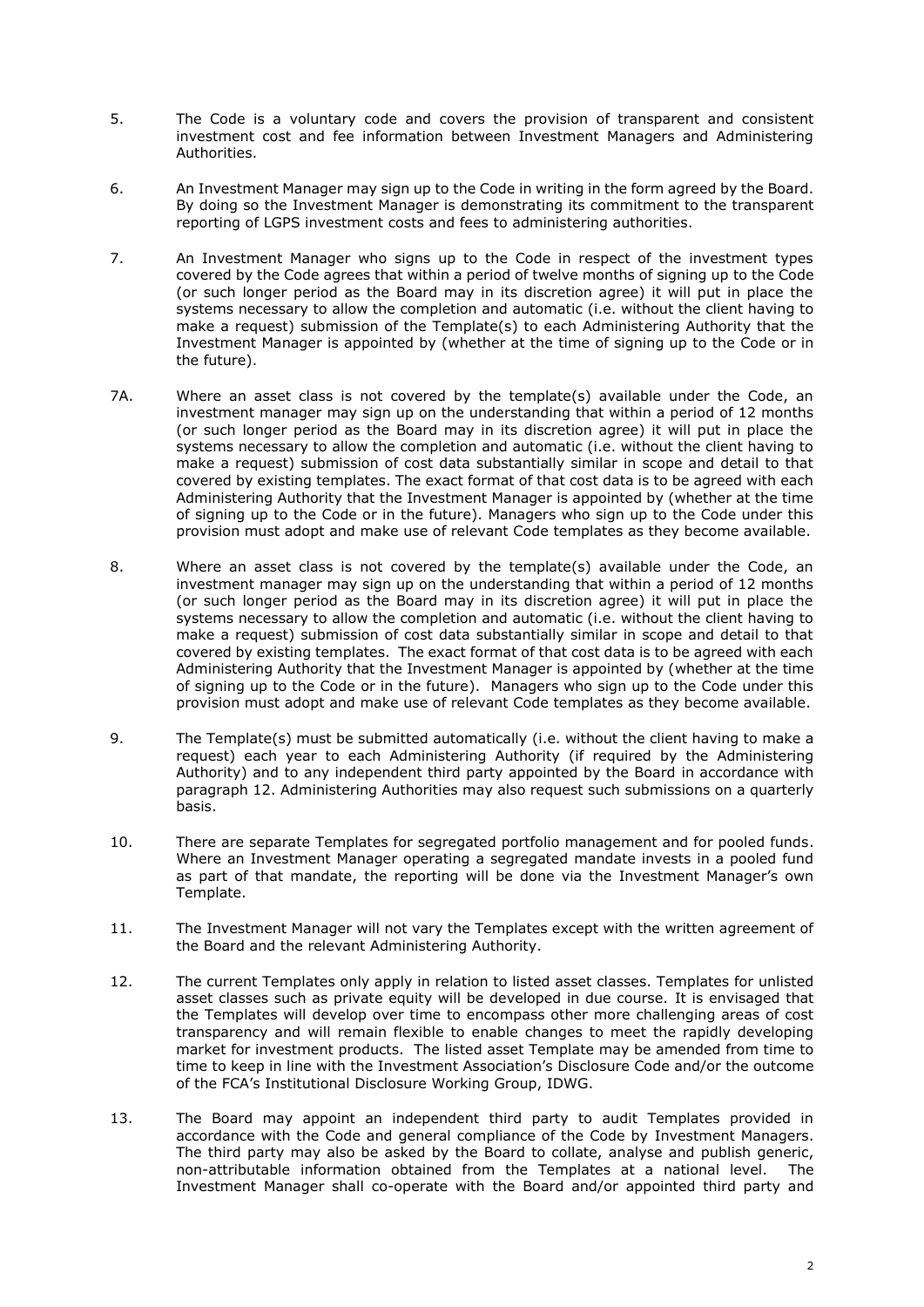5. The Code is a voluntary code and covers the provision of transparent and consistent investment cost and fee information between Investment Managers and Administering Authorities.

6. An Investment Manager may sign up to the Code in writing in the form agreed by the Board. By doing so the Investment Manager is demonstrating its commitment to the transparent reporting of LGPS investment costs and fees to administering authorities.

7. An Investment Manager who signs up to the Code in respect of the investment types covered by the Code agrees that within a period of twelve months of signing up to the Code (or such longer period as the Board may in its discretion agree) it will put in place the systems necessary to allow the completion and automatic (i.e. without the client having to make a request) submission of the Template(s) to each Administering Authority that the Investment Manager is appointed by (whether at the time of signing up to the Code or in the future).

7A. Where an asset class is not covered by the template(s) available under the Code, an investment manager may sign up on the understanding that within a period of 12 months (or such longer period as the Board may in its discretion agree) it will put in place the systems necessary to allow the completion and automatic (i.e. without the client having to make a request) submission of cost data substantially similar in scope and detail to that covered by existing templates. The exact format of that cost data is to be agreed with each Administering Authority that the Investment Manager is appointed by (whether at the time of signing up to the Code or in the future). Managers who sign up to the Code under this provision must adopt and make use of relevant Code templates as they become available.

8. Where an asset class is not covered by the template(s) available under the Code, an investment manager may sign up on the understanding that within a period of 12 months (or such longer period as the Board may in its discretion agree) it will put in place the systems necessary to allow the completion and automatic (i.e. without the client having to make a request) submission of cost data substantially similar in scope and detail to that covered by existing templates. The exact format of that cost data is to be agreed with each Administering Authority that the Investment Manager is appointed by (whether at the time of signing up to the Code or in the future). Managers who sign up to the Code under this provision must adopt and make use of relevant Code templates as they become available.

9. The Template(s) must be submitted automatically (i.e. without the client having to make a request) each year to each Administering Authority (if required by the Administering Authority) and to any independent third party appointed by the Board in accordance with paragraph 12. Administering Authorities may also request such submissions on a quarterly basis.

10. There are separate Templates for segregated portfolio management and for pooled funds. Where an Investment Manager operating a segregated mandate invests in a pooled fund as part of that mandate, the reporting will be done via the Investment Manager's own Template.

11. The Investment Manager will not vary the Templates except with the written agreement of the Board and the relevant Administering Authority.

12. The current Templates only apply in relation to listed asset classes. Templates for unlisted asset classes such as private equity will be developed in due course. It is envisaged that the Templates will develop over time to encompass other more challenging areas of cost transparency and will remain flexible to enable changes to meet the rapidly developing market for investment products. The listed asset Template may be amended from time to time to keep in line with the Investment Association's Disclosure Code and/or the outcome of the FCA's Institutional Disclosure Working Group, IDWG.

13. The Board may appoint an independent third party to audit Templates provided in accordance with the Code and general compliance of the Code by Investment Managers. The third party may also be asked by the Board to collate, analyse and publish generic, non-attributable information obtained from the Templates at a national level. The Investment Manager shall co-operate with the Board and/or appointed third party and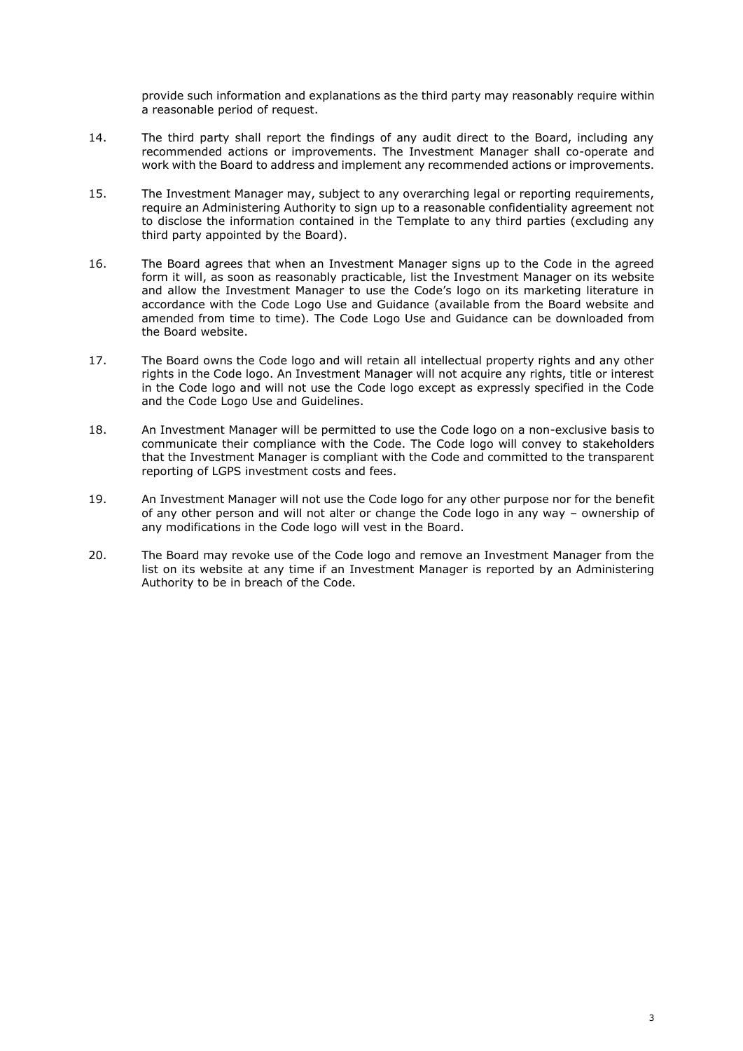provide such information and explanations as the third party may reasonably require within a reasonable period of request.

14. The third party shall report the findings of any audit direct to the Board, including any recommended actions or improvements. The Investment Manager shall co-operate and work with the Board to address and implement any recommended actions or improvements.

15. The Investment Manager may, subject to any overarching legal or reporting requirements, require an Administering Authority to sign up to a reasonable confidentiality agreement not to disclose the information contained in the Template to any third parties (excluding any third party appointed by the Board).

16. The Board agrees that when an Investment Manager signs up to the Code in the agreed form it will, as soon as reasonably practicable, list the Investment Manager on its website and allow the Investment Manager to use the Code's logo on its marketing literature in accordance with the Code Logo Use and Guidance (available from the Board website and amended from time to time). The Code Logo Use and Guidance can be downloaded from the Board website.

17. The Board owns the Code logo and will retain all intellectual property rights and any other rights in the Code logo. An Investment Manager will not acquire any rights, title or interest in the Code logo and will not use the Code logo except as expressly specified in the Code and the Code Logo Use and Guidelines.

18. An Investment Manager will be permitted to use the Code logo on a non-exclusive basis to communicate their compliance with the Code. The Code logo will convey to stakeholders that the Investment Manager is compliant with the Code and committed to the transparent reporting of LGPS investment costs and fees.

19. An Investment Manager will not use the Code logo for any other purpose nor for the benefit of any other person and will not alter or change the Code logo in any way – ownership of any modifications in the Code logo will vest in the Board.

20. The Board may revoke use of the Code logo and remove an Investment Manager from the list on its website at any time if an Investment Manager is reported by an Administering Authority to be in breach of the Code.